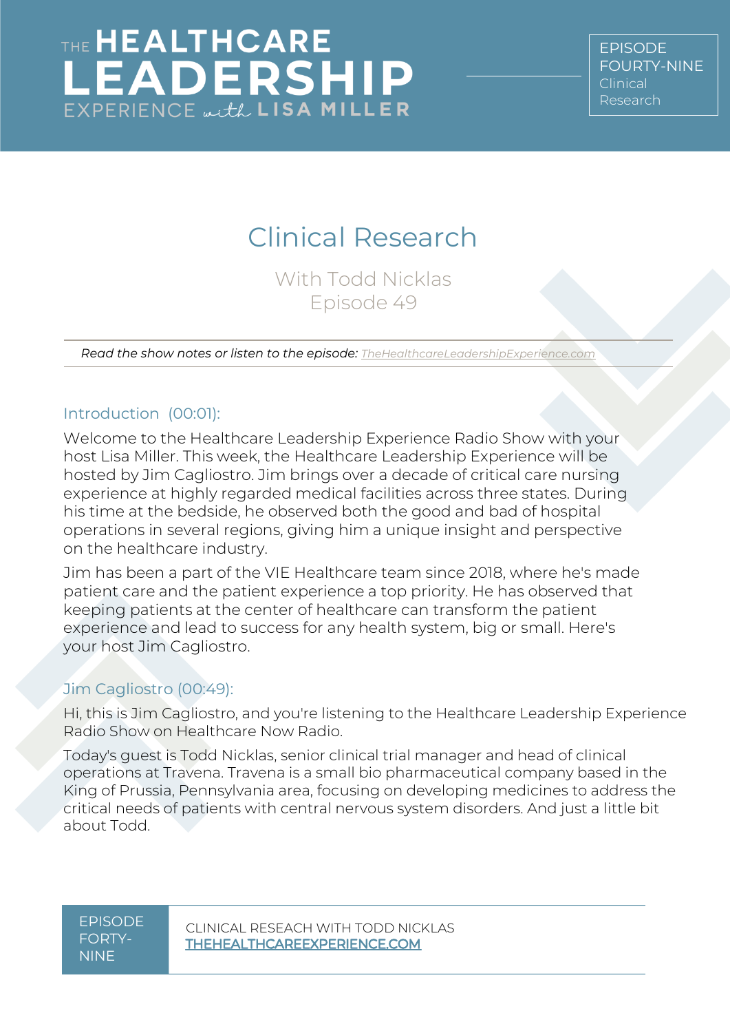# THE HEALTHCARE LEADERSHIP EXPERIENCE with LISA MILLER

EPISODE FOURTY-NINE
Clinical Research

## Clinical Research

With Todd Nicklas
Episode 49

*Read the show notes or listen to the episode: TheHealthcareLeadershipExperience.com*

### Introduction (00:01):

Welcome to the Healthcare Leadership Experience Radio Show with your host Lisa Miller. This week, the Healthcare Leadership Experience will be hosted by Jim Cagliostro. Jim brings over a decade of critical care nursing experience at highly regarded medical facilities across three states. During his time at the bedside, he observed both the good and bad of hospital operations in several regions, giving him a unique insight and perspective on the healthcare industry.

Jim has been a part of the VIE Healthcare team since 2018, where he's made patient care and the patient experience a top priority. He has observed that keeping patients at the center of healthcare can transform the patient experience and lead to success for any health system, big or small. Here's your host Jim Cagliostro.

### Jim Cagliostro (00:49):

Hi, this is Jim Cagliostro, and you're listening to the Healthcare Leadership Experience Radio Show on Healthcare Now Radio.

Today's guest is Todd Nicklas, senior clinical trial manager and head of clinical operations at Travena. Travena is a small bio pharmaceutical company based in the King of Prussia, Pennsylvania area, focusing on developing medicines to address the critical needs of patients with central nervous system disorders. And just a little bit about Todd.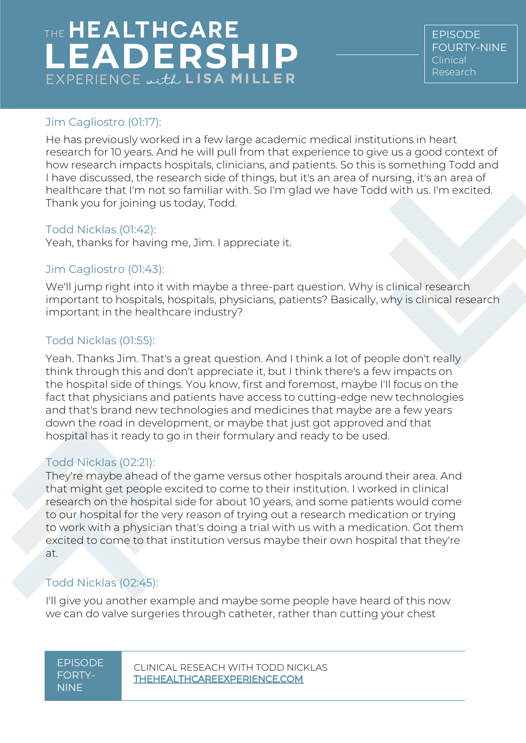Jim Cagliostro (01:17):

He has previously worked in a few large academic medical institutions in heart research for 10 years. And he will pull from that experience to give us a good context of how research impacts hospitals, clinicians, and patients. So this is something Todd and I have discussed, the research side of things, but it's an area of nursing, it's an area of healthcare that I'm not so familiar with. So I'm glad we have Todd with us. I'm excited. Thank you for joining us today, Todd.

Todd Nicklas (01:42):

Yeah, thanks for having me, Jim. I appreciate it.

Jim Cagliostro (01:43):

We'll jump right into it with maybe a three-part question. Why is clinical research important to hospitals, hospitals, physicians, patients? Basically, why is clinical research important in the healthcare industry?

Todd Nicklas (01:55):

Yeah. Thanks Jim. That's a great question. And I think a lot of people don't really think through this and don't appreciate it, but I think there's a few impacts on the hospital side of things. You know, first and foremost, maybe I'll focus on the fact that physicians and patients have access to cutting-edge new technologies and that's brand new technologies and medicines that maybe are a few years down the road in development, or maybe that just got approved and that hospital has it ready to go in their formulary and ready to be used.

Todd Nicklas (02:21):

They're maybe ahead of the game versus other hospitals around their area. And that might get people excited to come to their institution. I worked in clinical research on the hospital side for about 10 years, and some patients would come to our hospital for the very reason of trying out a research medication or trying to work with a physician that's doing a trial with us with a medication. Got them excited to come to that institution versus maybe their own hospital that they're at.

Todd Nicklas (02:45):

I'll give you another example and maybe some people have heard of this now we can do valve surgeries through catheter, rather than cutting your chest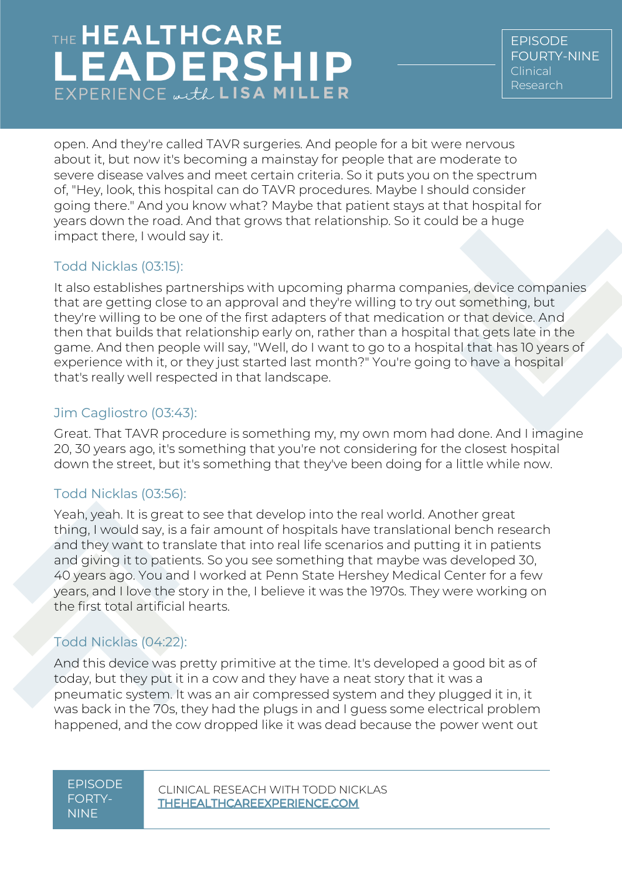open. And they're called TAVR surgeries. And people for a bit were nervous about it, but now it's becoming a mainstay for people that are moderate to severe disease valves and meet certain criteria. So it puts you on the spectrum of, "Hey, look, this hospital can do TAVR procedures. Maybe I should consider going there." And you know what? Maybe that patient stays at that hospital for years down the road. And that grows that relationship. So it could be a huge impact there, I would say it.

### Todd Nicklas (03:15):

It also establishes partnerships with upcoming pharma companies, device companies that are getting close to an approval and they're willing to try out something, but they're willing to be one of the first adapters of that medication or that device. And then that builds that relationship early on, rather than a hospital that gets late in the game. And then people will say, "Well, do I want to go to a hospital that has 10 years of experience with it, or they just started last month?" You're going to have a hospital that's really well respected in that landscape.

### Jim Cagliostro (03:43):

Great. That TAVR procedure is something my, my own mom had done. And I imagine 20, 30 years ago, it's something that you're not considering for the closest hospital down the street, but it's something that they've been doing for a little while now.

### Todd Nicklas (03:56):

Yeah, yeah. It is great to see that develop into the real world. Another great thing, I would say, is a fair amount of hospitals have translational bench research and they want to translate that into real life scenarios and putting it in patients and giving it to patients. So you see something that maybe was developed 30, 40 years ago. You and I worked at Penn State Hershey Medical Center for a few years, and I love the story in the, I believe it was the 1970s. They were working on the first total artificial hearts.

### Todd Nicklas (04:22):

And this device was pretty primitive at the time. It's developed a good bit as of today, but they put it in a cow and they have a neat story that it was a pneumatic system. It was an air compressed system and they plugged it in, it was back in the 70s, they had the plugs in and I guess some electrical problem happened, and the cow dropped like it was dead because the power went out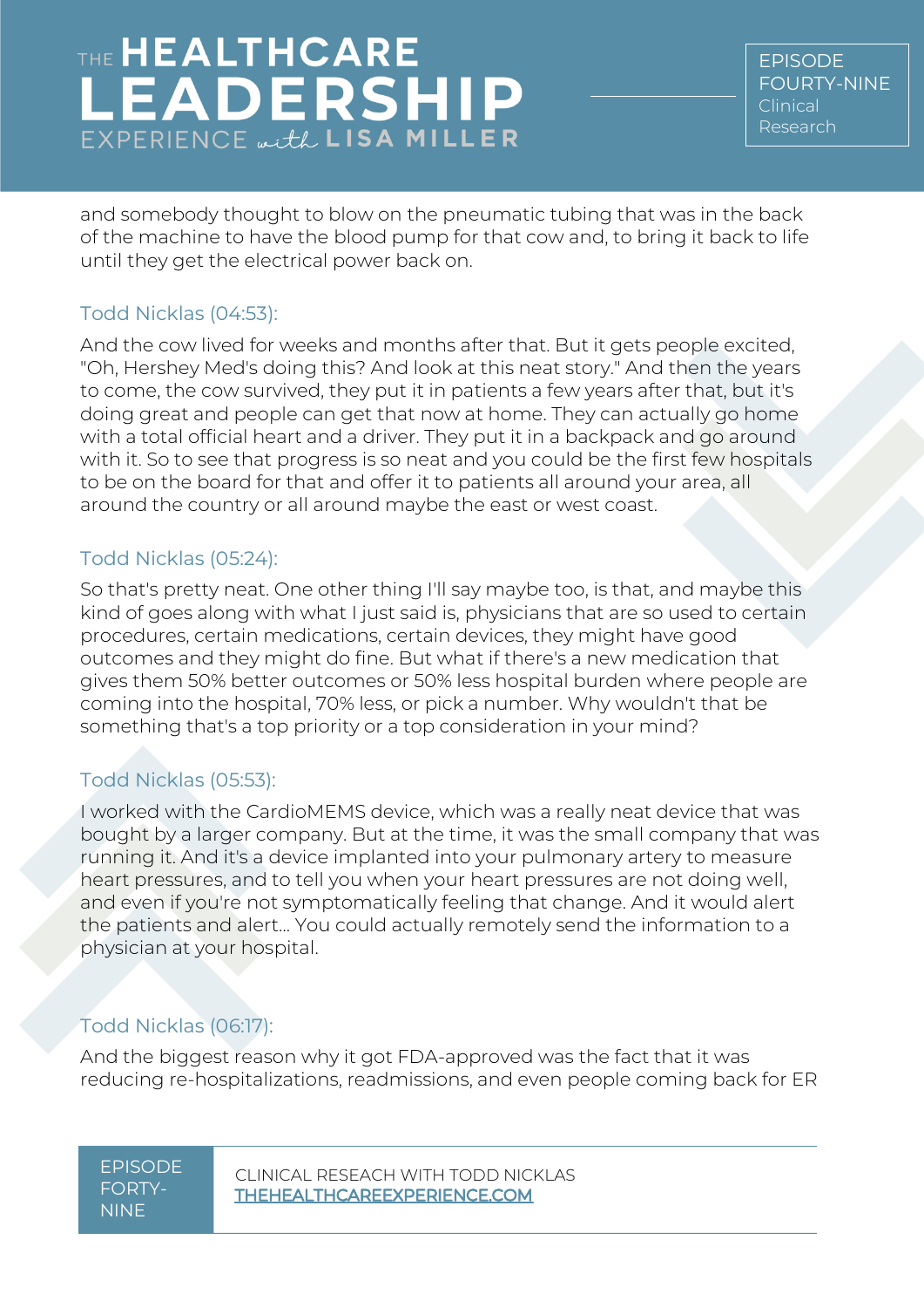and somebody thought to blow on the pneumatic tubing that was in the back of the machine to have the blood pump for that cow and, to bring it back to life until they get the electrical power back on.

### Todd Nicklas (04:53):

And the cow lived for weeks and months after that. But it gets people excited, "Oh, Hershey Med's doing this? And look at this neat story." And then the years to come, the cow survived, they put it in patients a few years after that, but it's doing great and people can get that now at home. They can actually go home with a total official heart and a driver. They put it in a backpack and go around with it. So to see that progress is so neat and you could be the first few hospitals to be on the board for that and offer it to patients all around your area, all around the country or all around maybe the east or west coast.

### Todd Nicklas (05:24):

So that's pretty neat. One other thing I'll say maybe too, is that, and maybe this kind of goes along with what I just said, is, physicians that are so used to certain procedures, certain medications, certain devices, they might have good outcomes and they might do fine. But what if there's a new medication that gives them 50% better outcomes or 50% less hospital burden where people are coming into the hospital, 70% less, or pick a number. Why wouldn't that be something that's a top priority or a top consideration in your mind?

### Todd Nicklas (05:53):

I worked with the CardioMEMS device, which was a really neat device that was bought by a larger company. But at the time, it was the small company that was running it. And it's a device implanted into your pulmonary artery to measure heart pressures, and to tell you when your heart pressures are not doing well, and even if you're not symptomatically feeling that change. And it would alert the patients and alert... You could actually remotely send the information to a physician at your hospital.

### Todd Nicklas (06:17):

And the biggest reason why it got FDA-approved was the fact that it was reducing re-hospitalizations, readmissions, and even people coming back for ER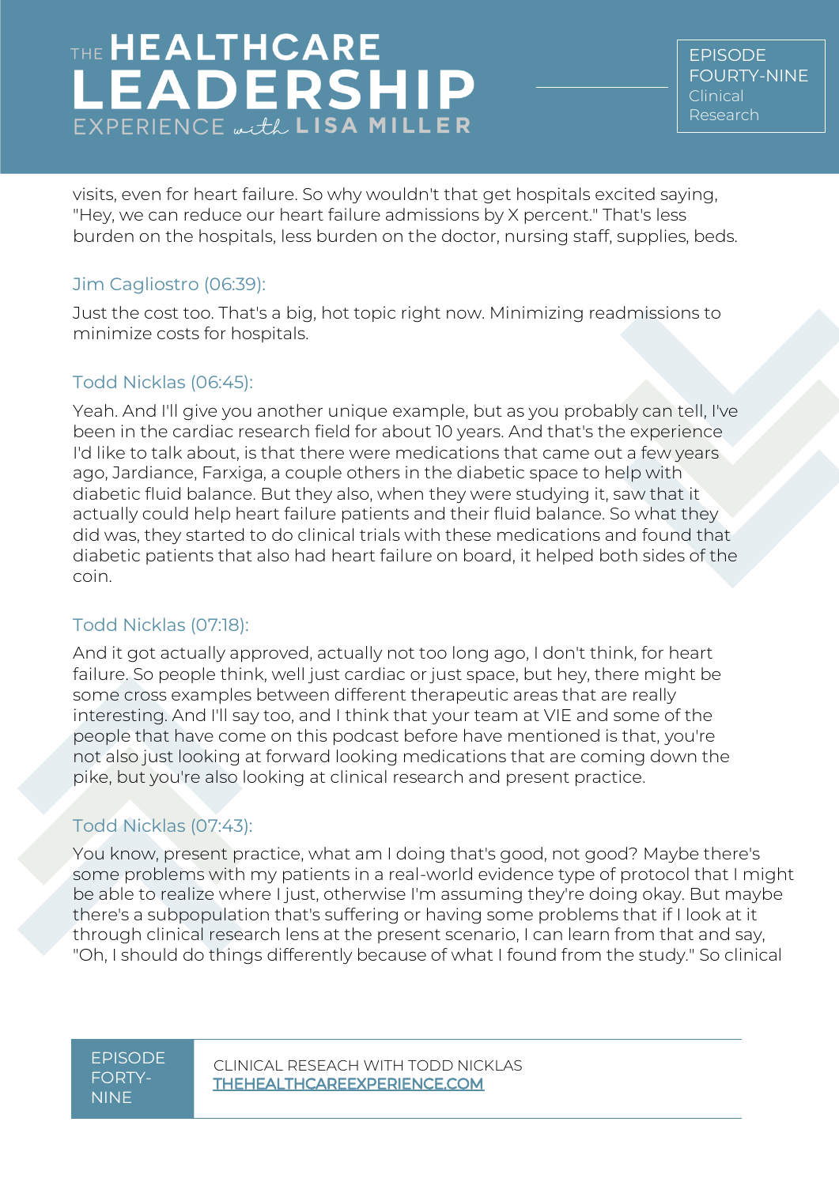visits, even for heart failure. So why wouldn't that get hospitals excited saying, "Hey, we can reduce our heart failure admissions by X percent." That's less burden on the hospitals, less burden on the doctor, nursing staff, supplies, beds.

### Jim Cagliostro (06:39):

Just the cost too. That's a big, hot topic right now. Minimizing readmissions to minimize costs for hospitals.

### Todd Nicklas (06:45):

Yeah. And I'll give you another unique example, but as you probably can tell, I've been in the cardiac research field for about 10 years. And that's the experience I'd like to talk about, is that there were medications that came out a few years ago, Jardiance, Farxiga, a couple others in the diabetic space to help with diabetic fluid balance. But they also, when they were studying it, saw that it actually could help heart failure patients and their fluid balance. So what they did was, they started to do clinical trials with these medications and found that diabetic patients that also had heart failure on board, it helped both sides of the coin.

### Todd Nicklas (07:18):

And it got actually approved, actually not too long ago, I don't think, for heart failure. So people think, well just cardiac or just space, but hey, there might be some cross examples between different therapeutic areas that are really interesting. And I'll say too, and I think that your team at VIE and some of the people that have come on this podcast before have mentioned is that, you're not also just looking at forward looking medications that are coming down the pike, but you're also looking at clinical research and present practice.

### Todd Nicklas (07:43):

You know, present practice, what am I doing that's good, not good? Maybe there's some problems with my patients in a real-world evidence type of protocol that I might be able to realize where I just, otherwise I'm assuming they're doing okay. But maybe there's a subpopulation that's suffering or having some problems that if I look at it through clinical research lens at the present scenario, I can learn from that and say, "Oh, I should do things differently because of what I found from the study." So clinical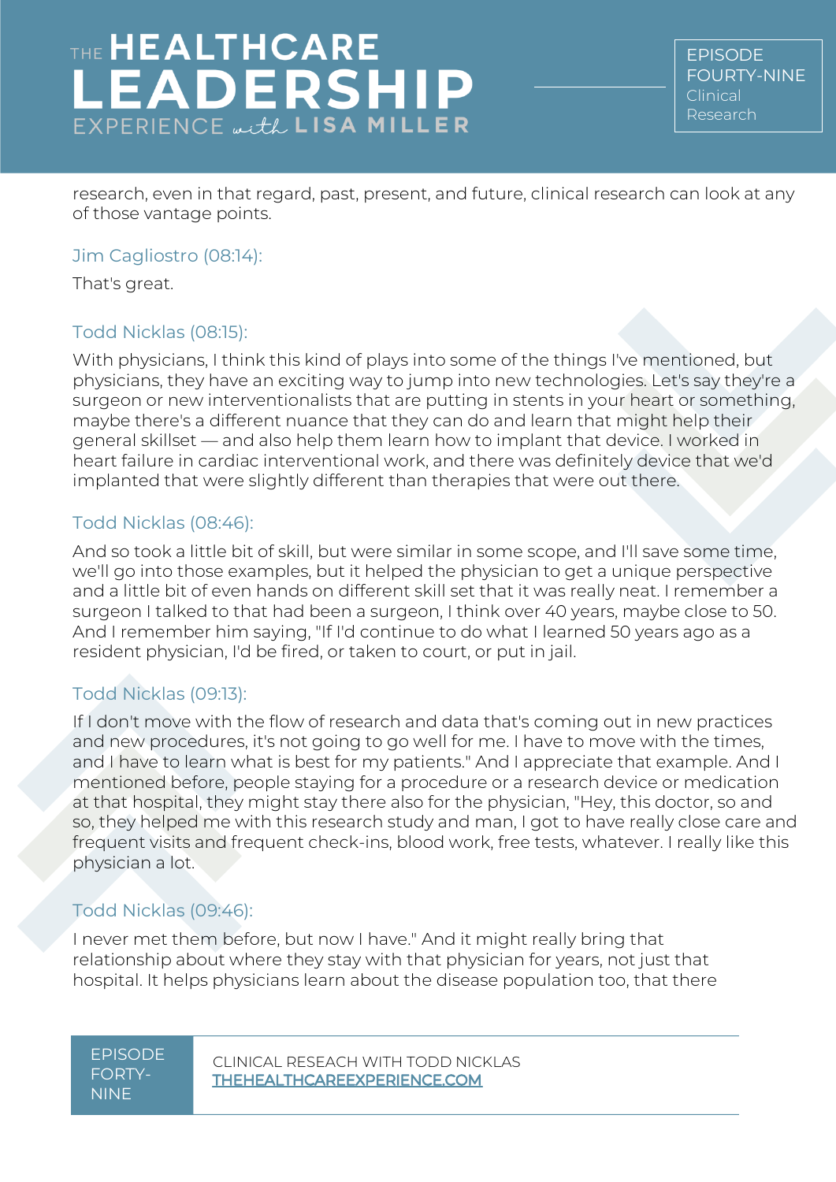research, even in that regard, past, present, and future, clinical research can look at any of those vantage points.

### Jim Cagliostro (08:14):

That's great.

### Todd Nicklas (08:15):

With physicians, I think this kind of plays into some of the things I've mentioned, but physicians, they have an exciting way to jump into new technologies. Let's say they're a surgeon or new interventionalists that are putting in stents in your heart or something, maybe there's a different nuance that they can do and learn that might help their general skillset — and also help them learn how to implant that device. I worked in heart failure in cardiac interventional work, and there was definitely device that we'd implanted that were slightly different than therapies that were out there.

### Todd Nicklas (08:46):

And so took a little bit of skill, but were similar in some scope, and I'll save some time, we'll go into those examples, but it helped the physician to get a unique perspective and a little bit of even hands on different skill set that it was really neat. I remember a surgeon I talked to that had been a surgeon, I think over 40 years, maybe close to 50. And I remember him saying, "If I'd continue to do what I learned 50 years ago as a resident physician, I'd be fired, or taken to court, or put in jail.

### Todd Nicklas (09:13):

If I don't move with the flow of research and data that's coming out in new practices and new procedures, it's not going to go well for me. I have to move with the times, and I have to learn what is best for my patients." And I appreciate that example. And I mentioned before, people staying for a procedure or a research device or medication at that hospital, they might stay there also for the physician, "Hey, this doctor, so and so, they helped me with this research study and man, I got to have really close care and frequent visits and frequent check-ins, blood work, free tests, whatever. I really like this physician a lot.

### Todd Nicklas (09:46):

I never met them before, but now I have." And it might really bring that relationship about where they stay with that physician for years, not just that hospital. It helps physicians learn about the disease population too, that there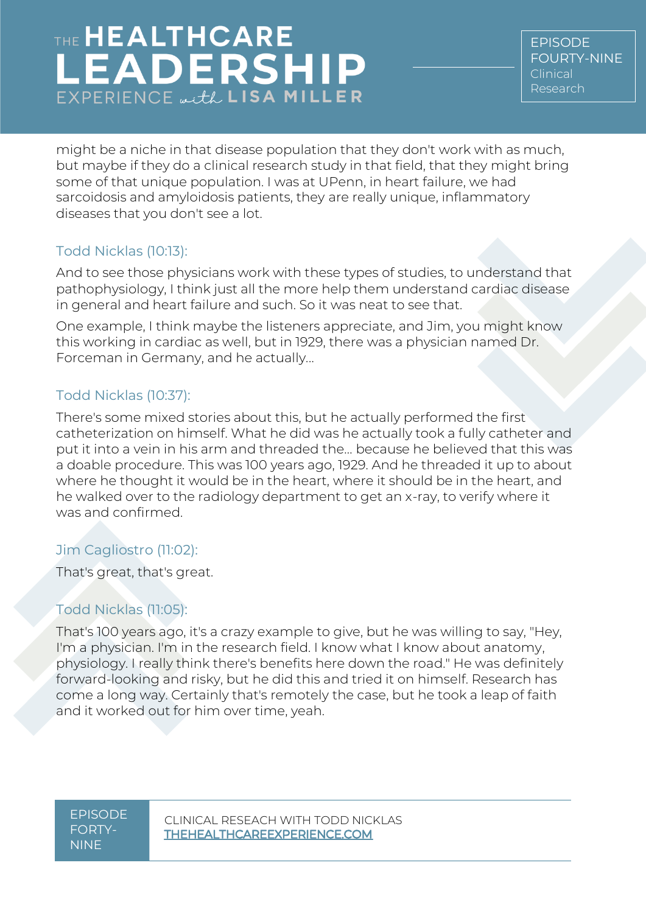might be a niche in that disease population that they don't work with as much, but maybe if they do a clinical research study in that field, that they might bring some of that unique population. I was at UPenn, in heart failure, we had sarcoidosis and amyloidosis patients, they are really unique, inflammatory diseases that you don't see a lot.

Todd Nicklas (10:13):

And to see those physicians work with these types of studies, to understand that pathophysiology, I think just all the more help them understand cardiac disease in general and heart failure and such. So it was neat to see that.

One example, I think maybe the listeners appreciate, and Jim, you might know this working in cardiac as well, but in 1929, there was a physician named Dr. Forceman in Germany, and he actually...

Todd Nicklas (10:37):

There's some mixed stories about this, but he actually performed the first catheterization on himself. What he did was he actually took a fully catheter and put it into a vein in his arm and threaded the... because he believed that this was a doable procedure. This was 100 years ago, 1929. And he threaded it up to about where he thought it would be in the heart, where it should be in the heart, and he walked over to the radiology department to get an x-ray, to verify where it was and confirmed.

Jim Cagliostro (11:02):

That's great, that's great.

Todd Nicklas (11:05):

That's 100 years ago, it's a crazy example to give, but he was willing to say, "Hey, I'm a physician. I'm in the research field. I know what I know about anatomy, physiology. I really think there's benefits here down the road." He was definitely forward-looking and risky, but he did this and tried it on himself. Research has come a long way. Certainly that's remotely the case, but he took a leap of faith and it worked out for him over time, yeah.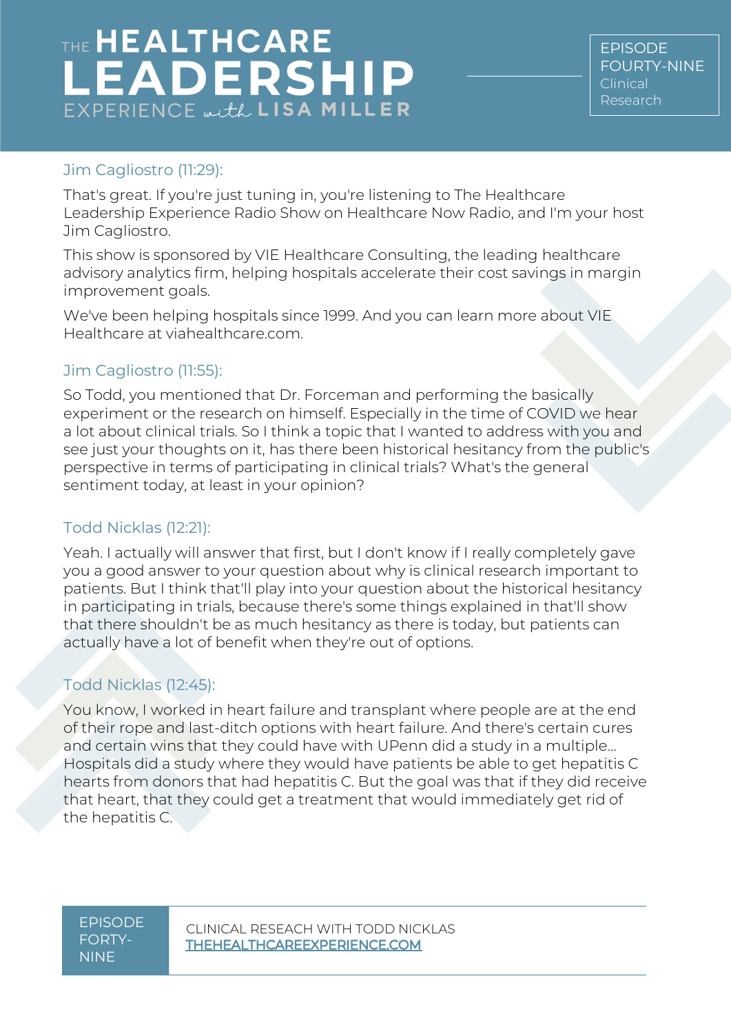Jim Cagliostro (11:29):

That's great. If you're just tuning in, you're listening to The Healthcare Leadership Experience Radio Show on Healthcare Now Radio, and I'm your host Jim Cagliostro.

This show is sponsored by VIE Healthcare Consulting, the leading healthcare advisory analytics firm, helping hospitals accelerate their cost savings in margin improvement goals.

We've been helping hospitals since 1999. And you can learn more about VIE Healthcare at viahealthcare.com.

Jim Cagliostro (11:55):

So Todd, you mentioned that Dr. Forceman and performing the basically experiment or the research on himself. Especially in the time of COVID we hear a lot about clinical trials. So I think a topic that I wanted to address with you and see just your thoughts on it, has there been historical hesitancy from the public's perspective in terms of participating in clinical trials? What's the general sentiment today, at least in your opinion?

Todd Nicklas (12:21):

Yeah. I actually will answer that first, but I don't know if I really completely gave you a good answer to your question about why is clinical research important to patients. But I think that'll play into your question about the historical hesitancy in participating in trials, because there's some things explained in that'll show that there shouldn't be as much hesitancy as there is today, but patients can actually have a lot of benefit when they're out of options.

Todd Nicklas (12:45):

You know, I worked in heart failure and transplant where people are at the end of their rope and last-ditch options with heart failure. And there's certain cures and certain wins that they could have with UPenn did a study in a multiple... Hospitals did a study where they would have patients be able to get hepatitis C hearts from donors that had hepatitis C. But the goal was that if they did receive that heart, that they could get a treatment that would immediately get rid of the hepatitis C.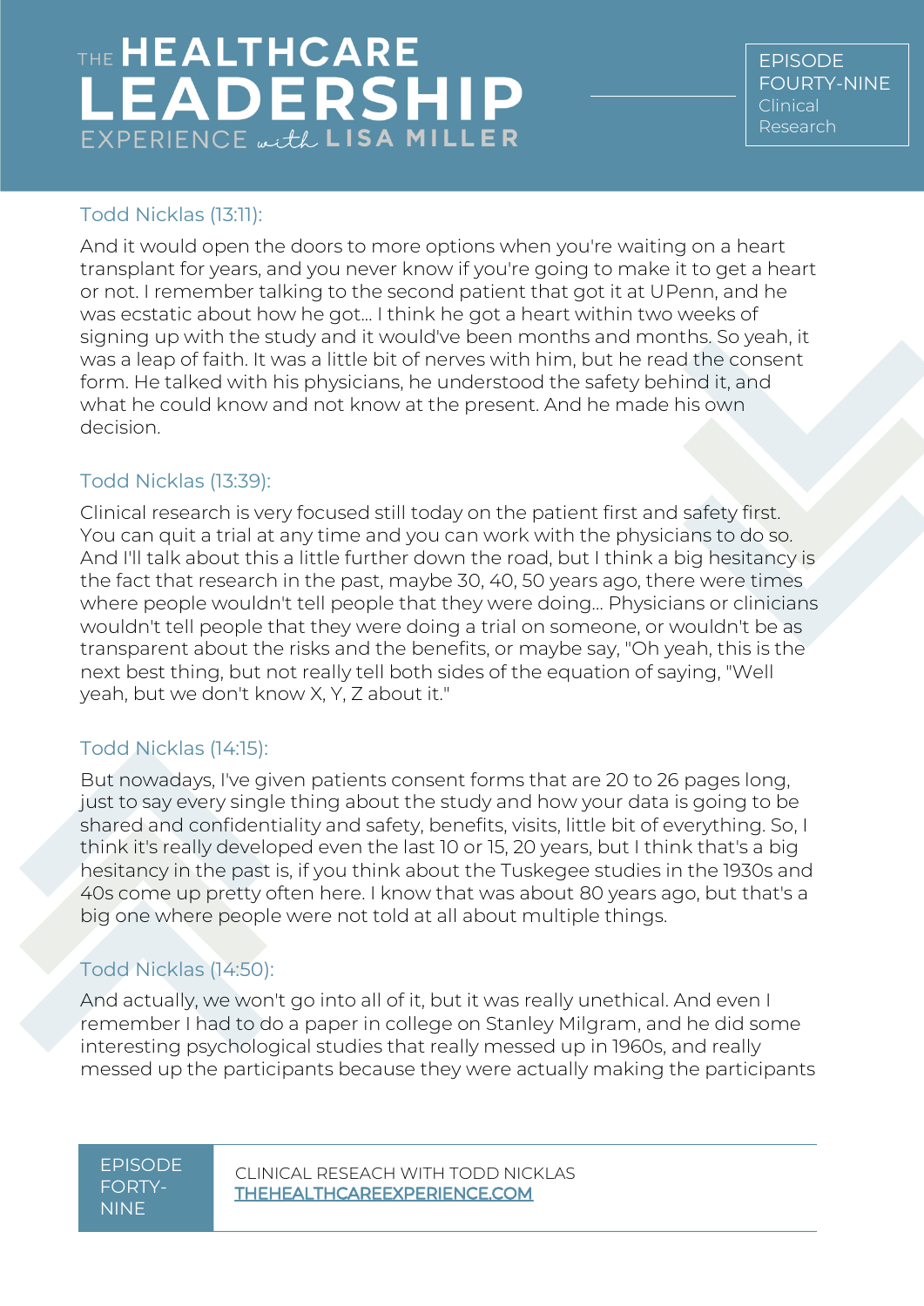Todd Nicklas (13:11):

And it would open the doors to more options when you're waiting on a heart transplant for years, and you never know if you're going to make it to get a heart or not. I remember talking to the second patient that got it at UPenn, and he was ecstatic about how he got... I think he got a heart within two weeks of signing up with the study and it would've been months and months. So yeah, it was a leap of faith. It was a little bit of nerves with him, but he read the consent form. He talked with his physicians, he understood the safety behind it, and what he could know and not know at the present. And he made his own decision.

Todd Nicklas (13:39):

Clinical research is very focused still today on the patient first and safety first. You can quit a trial at any time and you can work with the physicians to do so. And I'll talk about this a little further down the road, but I think a big hesitancy is the fact that research in the past, maybe 30, 40, 50 years ago, there were times where people wouldn't tell people that they were doing... Physicians or clinicians wouldn't tell people that they were doing a trial on someone, or wouldn't be as transparent about the risks and the benefits, or maybe say, "Oh yeah, this is the next best thing, but not really tell both sides of the equation of saying, "Well yeah, but we don't know X, Y, Z about it."

Todd Nicklas (14:15):

But nowadays, I've given patients consent forms that are 20 to 26 pages long, just to say every single thing about the study and how your data is going to be shared and confidentiality and safety, benefits, visits, little bit of everything. So, I think it's really developed even the last 10 or 15, 20 years, but I think that's a big hesitancy in the past is, if you think about the Tuskegee studies in the 1930s and 40s come up pretty often here. I know that was about 80 years ago, but that's a big one where people were not told at all about multiple things.

Todd Nicklas (14:50):

And actually, we won't go into all of it, but it was really unethical. And even I remember I had to do a paper in college on Stanley Milgram, and he did some interesting psychological studies that really messed up in 1960s, and really messed up the participants because they were actually making the participants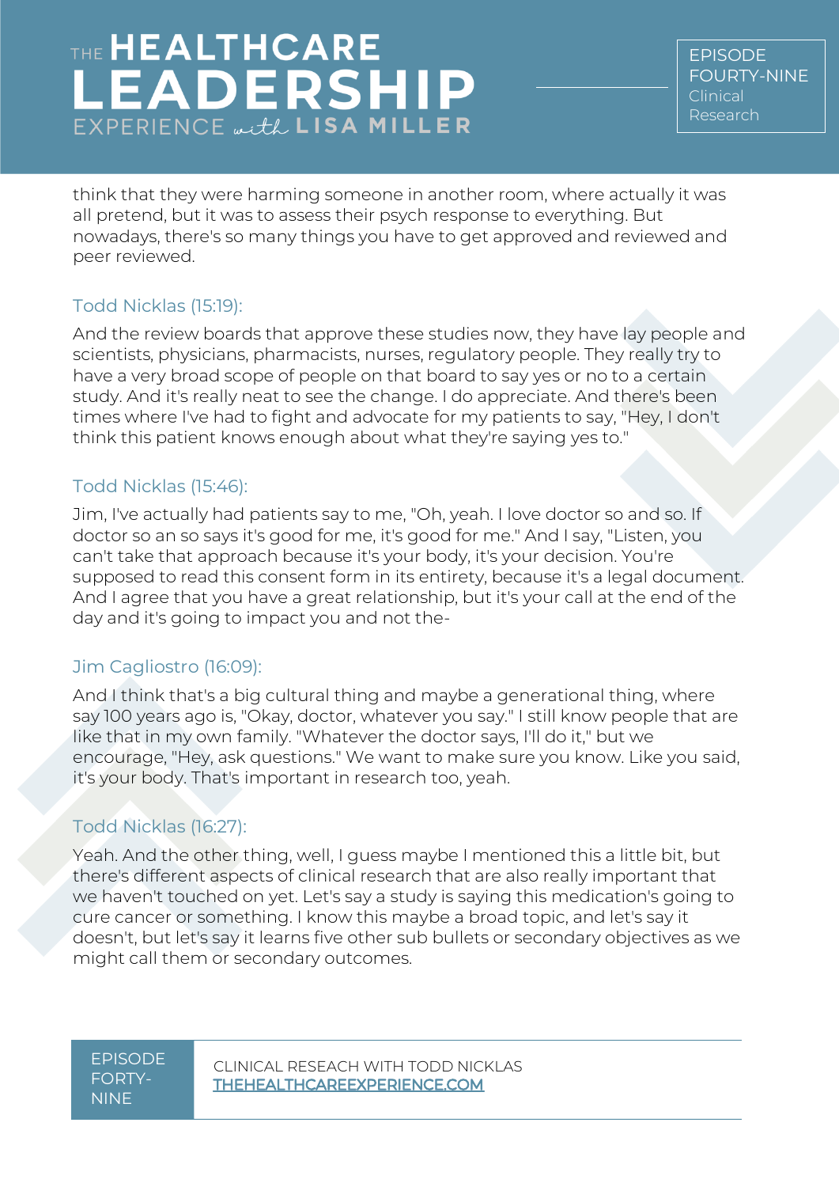think that they were harming someone in another room, where actually it was all pretend, but it was to assess their psych response to everything. But nowadays, there's so many things you have to get approved and reviewed and peer reviewed.

### Todd Nicklas (15:19):

And the review boards that approve these studies now, they have lay people and scientists, physicians, pharmacists, nurses, regulatory people. They really try to have a very broad scope of people on that board to say yes or no to a certain study. And it's really neat to see the change. I do appreciate. And there's been times where I've had to fight and advocate for my patients to say, "Hey, I don't think this patient knows enough about what they're saying yes to."

### Todd Nicklas (15:46):

Jim, I've actually had patients say to me, "Oh, yeah. I love doctor so and so. If doctor so an so says it's good for me, it's good for me." And I say, "Listen, you can't take that approach because it's your body, it's your decision. You're supposed to read this consent form in its entirety, because it's a legal document. And I agree that you have a great relationship, but it's your call at the end of the day and it's going to impact you and not the-

### Jim Cagliostro (16:09):

And I think that's a big cultural thing and maybe a generational thing, where say 100 years ago is, "Okay, doctor, whatever you say." I still know people that are like that in my own family. "Whatever the doctor says, I'll do it," but we encourage, "Hey, ask questions." We want to make sure you know. Like you said, it's your body. That's important in research too, yeah.

### Todd Nicklas (16:27):

Yeah. And the other thing, well, I guess maybe I mentioned this a little bit, but there's different aspects of clinical research that are also really important that we haven't touched on yet. Let's say a study is saying this medication's going to cure cancer or something. I know this maybe a broad topic, and let's say it doesn't, but let's say it learns five other sub bullets or secondary objectives as we might call them or secondary outcomes.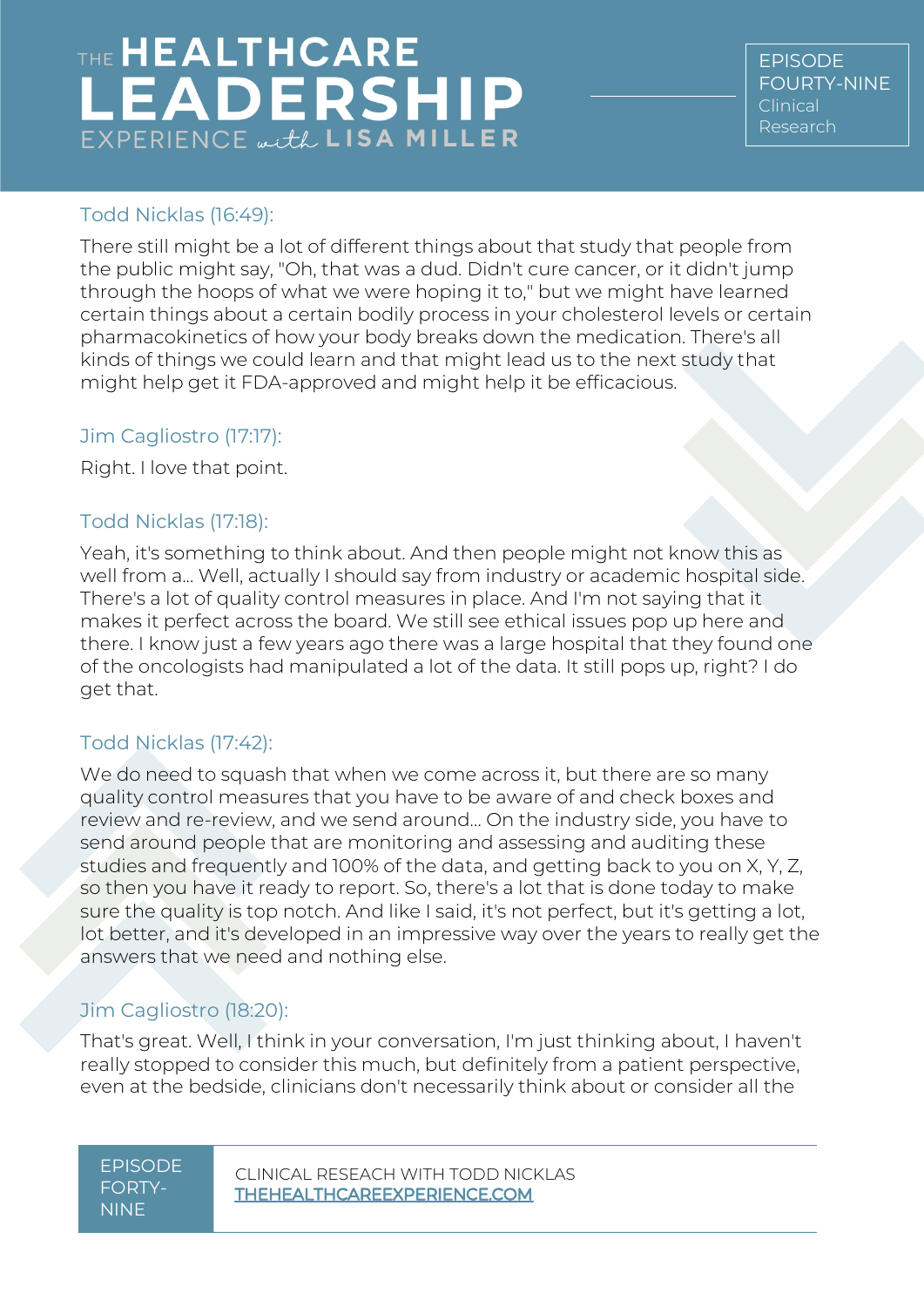Todd Nicklas (16:49):

There still might be a lot of different things about that study that people from the public might say, "Oh, that was a dud. Didn't cure cancer, or it didn't jump through the hoops of what we were hoping it to," but we might have learned certain things about a certain bodily process in your cholesterol levels or certain pharmacokinetics of how your body breaks down the medication. There's all kinds of things we could learn and that might lead us to the next study that might help get it FDA-approved and might help it be efficacious.

Jim Cagliostro (17:17):

Right. I love that point.

Todd Nicklas (17:18):

Yeah, it's something to think about. And then people might not know this as well from a... Well, actually I should say from industry or academic hospital side. There's a lot of quality control measures in place. And I'm not saying that it makes it perfect across the board. We still see ethical issues pop up here and there. I know just a few years ago there was a large hospital that they found one of the oncologists had manipulated a lot of the data. It still pops up, right? I do get that.

Todd Nicklas (17:42):

We do need to squash that when we come across it, but there are so many quality control measures that you have to be aware of and check boxes and review and re-review, and we send around... On the industry side, you have to send around people that are monitoring and assessing and auditing these studies and frequently and 100% of the data, and getting back to you on X, Y, Z, so then you have it ready to report. So, there's a lot that is done today to make sure the quality is top notch. And like I said, it's not perfect, but it's getting a lot, lot better, and it's developed in an impressive way over the years to really get the answers that we need and nothing else.

Jim Cagliostro (18:20):

That's great. Well, I think in your conversation, I'm just thinking about, I haven't really stopped to consider this much, but definitely from a patient perspective, even at the bedside, clinicians don't necessarily think about or consider all the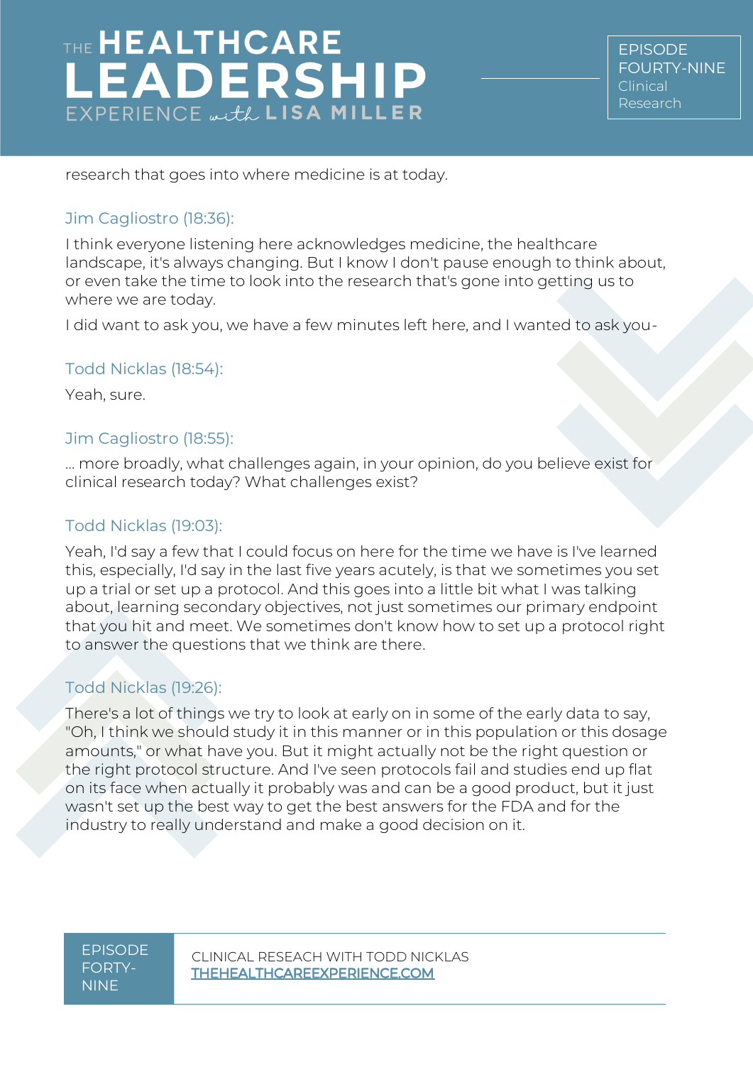research that goes into where medicine is at today.

### Jim Cagliostro (18:36):

I think everyone listening here acknowledges medicine, the healthcare landscape, it's always changing. But I know I don't pause enough to think about, or even take the time to look into the research that's gone into getting us to where we are today.

I did want to ask you, we have a few minutes left here, and I wanted to ask you-

### Todd Nicklas (18:54):

Yeah, sure.

### Jim Cagliostro (18:55):

... more broadly, what challenges again, in your opinion, do you believe exist for clinical research today? What challenges exist?

### Todd Nicklas (19:03):

Yeah, I'd say a few that I could focus on here for the time we have is I've learned this, especially, I'd say in the last five years acutely, is that we sometimes you set up a trial or set up a protocol. And this goes into a little bit what I was talking about, learning secondary objectives, not just sometimes our primary endpoint that you hit and meet. We sometimes don't know how to set up a protocol right to answer the questions that we think are there.

### Todd Nicklas (19:26):

There's a lot of things we try to look at early on in some of the early data to say, "Oh, I think we should study it in this manner or in this population or this dosage amounts," or what have you. But it might actually not be the right question or the right protocol structure. And I've seen protocols fail and studies end up flat on its face when actually it probably was and can be a good product, but it just wasn't set up the best way to get the best answers for the FDA and for the industry to really understand and make a good decision on it.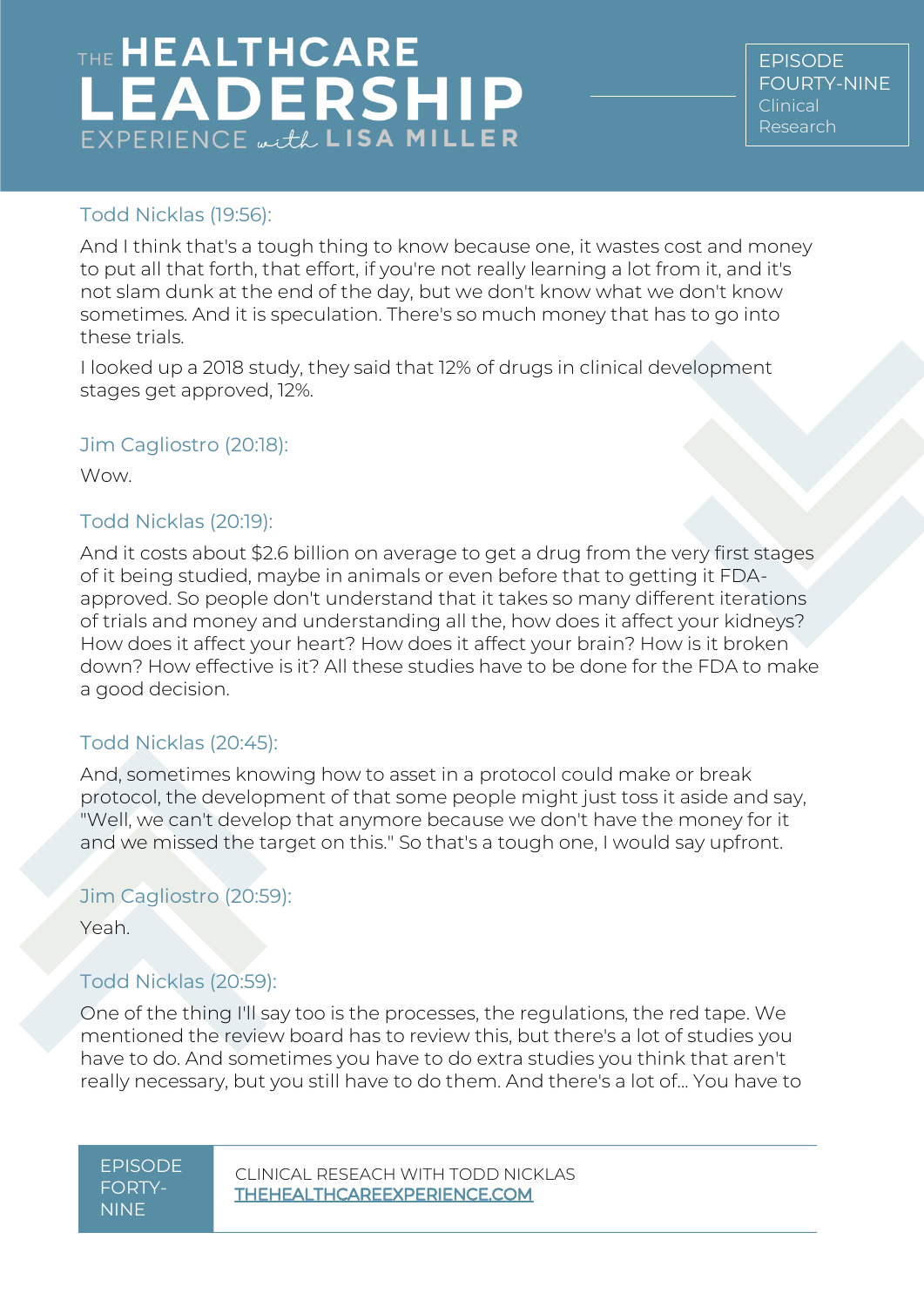Todd Nicklas (19:56):

And I think that's a tough thing to know because one, it wastes cost and money to put all that forth, that effort, if you're not really learning a lot from it, and it's not slam dunk at the end of the day, but we don't know what we don't know sometimes. And it is speculation. There's so much money that has to go into these trials.

I looked up a 2018 study, they said that 12% of drugs in clinical development stages get approved, 12%.

Jim Cagliostro (20:18):

Wow.

Todd Nicklas (20:19):

And it costs about $2.6 billion on average to get a drug from the very first stages of it being studied, maybe in animals or even before that to getting it FDA-approved. So people don't understand that it takes so many different iterations of trials and money and understanding all the, how does it affect your kidneys? How does it affect your heart? How does it affect your brain? How is it broken down? How effective is it? All these studies have to be done for the FDA to make a good decision.

Todd Nicklas (20:45):

And, sometimes knowing how to asset in a protocol could make or break protocol, the development of that some people might just toss it aside and say, "Well, we can't develop that anymore because we don't have the money for it and we missed the target on this." So that's a tough one, I would say upfront.

Jim Cagliostro (20:59):

Yeah.

Todd Nicklas (20:59):

One of the thing I'll say too is the processes, the regulations, the red tape. We mentioned the review board has to review this, but there's a lot of studies you have to do. And sometimes you have to do extra studies you think that aren't really necessary, but you still have to do them. And there's a lot of... You have to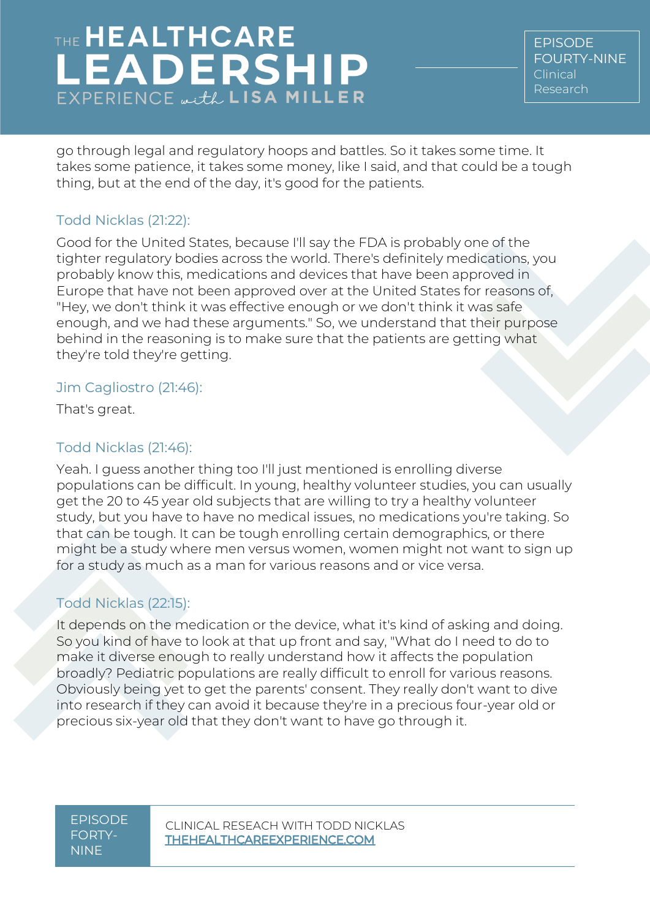go through legal and regulatory hoops and battles. So it takes some time. It takes some patience, it takes some money, like I said, and that could be a tough thing, but at the end of the day, it's good for the patients.

### Todd Nicklas (21:22):

Good for the United States, because I'll say the FDA is probably one of the tighter regulatory bodies across the world. There's definitely medications, you probably know this, medications and devices that have been approved in Europe that have not been approved over at the United States for reasons of, "Hey, we don't think it was effective enough or we don't think it was safe enough, and we had these arguments." So, we understand that their purpose behind in the reasoning is to make sure that the patients are getting what they're told they're getting.

### Jim Cagliostro (21:46):

That's great.

### Todd Nicklas (21:46):

Yeah. I guess another thing too I'll just mentioned is enrolling diverse populations can be difficult. In young, healthy volunteer studies, you can usually get the 20 to 45 year old subjects that are willing to try a healthy volunteer study, but you have to have no medical issues, no medications you're taking. So that can be tough. It can be tough enrolling certain demographics, or there might be a study where men versus women, women might not want to sign up for a study as much as a man for various reasons and or vice versa.

### Todd Nicklas (22:15):

It depends on the medication or the device, what it's kind of asking and doing. So you kind of have to look at that up front and say, "What do I need to do to make it diverse enough to really understand how it affects the population broadly? Pediatric populations are really difficult to enroll for various reasons. Obviously being yet to get the parents' consent. They really don't want to dive into research if they can avoid it because they're in a precious four-year old or precious six-year old that they don't want to have go through it.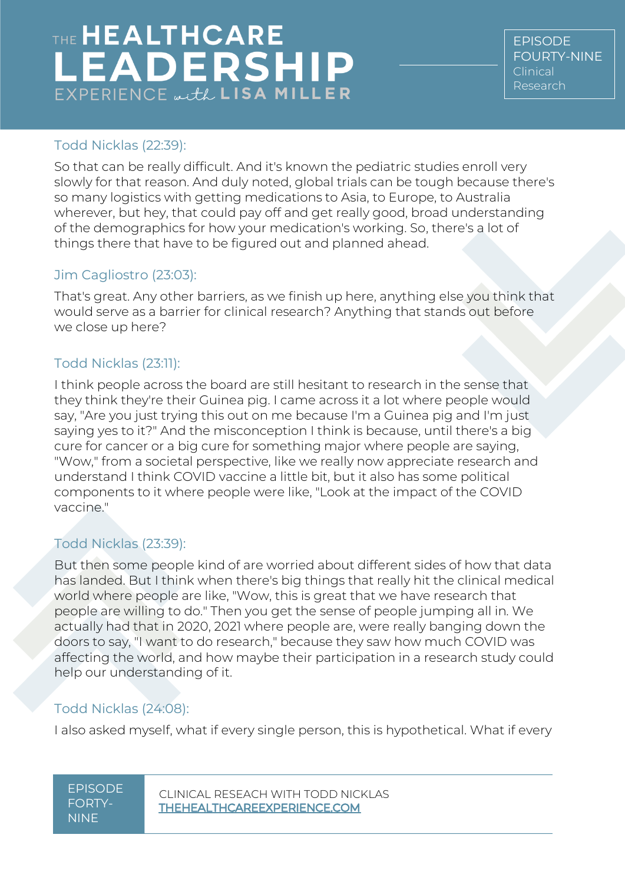Todd Nicklas (22:39):

So that can be really difficult. And it's known the pediatric studies enroll very slowly for that reason. And duly noted, global trials can be tough because there's so many logistics with getting medications to Asia, to Europe, to Australia wherever, but hey, that could pay off and get really good, broad understanding of the demographics for how your medication's working. So, there's a lot of things there that have to be figured out and planned ahead.

Jim Cagliostro (23:03):

That's great. Any other barriers, as we finish up here, anything else you think that would serve as a barrier for clinical research? Anything that stands out before we close up here?

Todd Nicklas (23:11):

I think people across the board are still hesitant to research in the sense that they think they're their Guinea pig. I came across it a lot where people would say, "Are you just trying this out on me because I'm a Guinea pig and I'm just saying yes to it?" And the misconception I think is because, until there's a big cure for cancer or a big cure for something major where people are saying, "Wow," from a societal perspective, like we really now appreciate research and understand I think COVID vaccine a little bit, but it also has some political components to it where people were like, "Look at the impact of the COVID vaccine."

Todd Nicklas (23:39):

But then some people kind of are worried about different sides of how that data has landed. But I think when there's big things that really hit the clinical medical world where people are like, "Wow, this is great that we have research that people are willing to do." Then you get the sense of people jumping all in. We actually had that in 2020, 2021 where people are, were really banging down the doors to say, "I want to do research," because they saw how much COVID was affecting the world, and how maybe their participation in a research study could help our understanding of it.

Todd Nicklas (24:08):

I also asked myself, what if every single person, this is hypothetical. What if every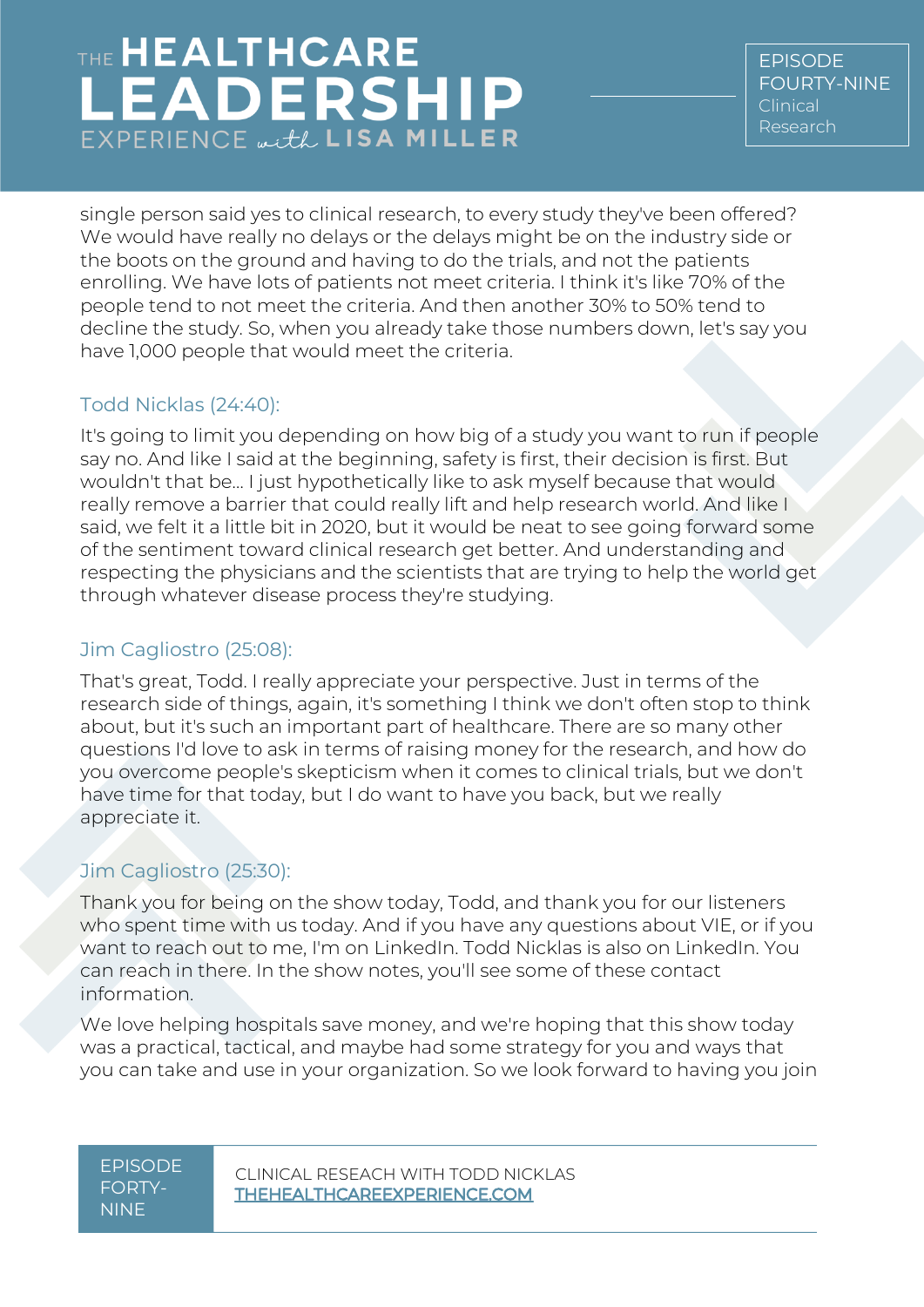single person said yes to clinical research, to every study they've been offered? We would have really no delays or the delays might be on the industry side or the boots on the ground and having to do the trials, and not the patients enrolling. We have lots of patients not meet criteria. I think it's like 70% of the people tend to not meet the criteria. And then another 30% to 50% tend to decline the study. So, when you already take those numbers down, let's say you have 1,000 people that would meet the criteria.

### Todd Nicklas (24:40):

It's going to limit you depending on how big of a study you want to run if people say no. And like I said at the beginning, safety is first, their decision is first. But wouldn't that be... I just hypothetically like to ask myself because that would really remove a barrier that could really lift and help research world. And like I said, we felt it a little bit in 2020, but it would be neat to see going forward some of the sentiment toward clinical research get better. And understanding and respecting the physicians and the scientists that are trying to help the world get through whatever disease process they're studying.

### Jim Cagliostro (25:08):

That's great, Todd. I really appreciate your perspective. Just in terms of the research side of things, again, it's something I think we don't often stop to think about, but it's such an important part of healthcare. There are so many other questions I'd love to ask in terms of raising money for the research, and how do you overcome people's skepticism when it comes to clinical trials, but we don't have time for that today, but I do want to have you back, but we really appreciate it.

### Jim Cagliostro (25:30):

Thank you for being on the show today, Todd, and thank you for our listeners who spent time with us today. And if you have any questions about VIE, or if you want to reach out to me, I'm on LinkedIn. Todd Nicklas is also on LinkedIn. You can reach in there. In the show notes, you'll see some of these contact information.

We love helping hospitals save money, and we're hoping that this show today was a practical, tactical, and maybe had some strategy for you and ways that you can take and use in your organization. So we look forward to having you join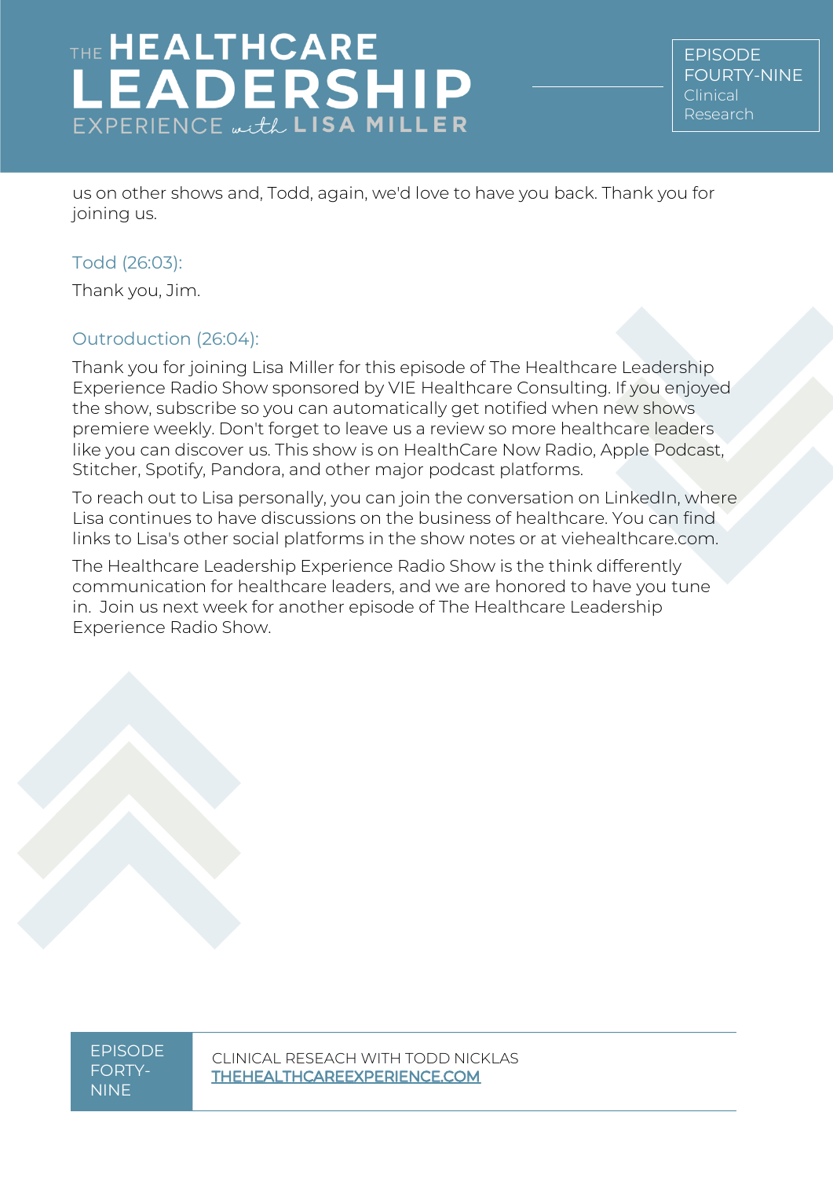us on other shows and, Todd, again, we'd love to have you back. Thank you for joining us.

Todd (26:03):

Thank you, Jim.

Outroduction (26:04):

Thank you for joining Lisa Miller for this episode of The Healthcare Leadership Experience Radio Show sponsored by VIE Healthcare Consulting. If you enjoyed the show, subscribe so you can automatically get notified when new shows premiere weekly. Don't forget to leave us a review so more healthcare leaders like you can discover us. This show is on HealthCare Now Radio, Apple Podcast, Stitcher, Spotify, Pandora, and other major podcast platforms.

To reach out to Lisa personally, you can join the conversation on LinkedIn, where Lisa continues to have discussions on the business of healthcare. You can find links to Lisa's other social platforms in the show notes or at viehealthcare.com.

The Healthcare Leadership Experience Radio Show is the think differently communication for healthcare leaders, and we are honored to have you tune in. Join us next week for another episode of The Healthcare Leadership Experience Radio Show.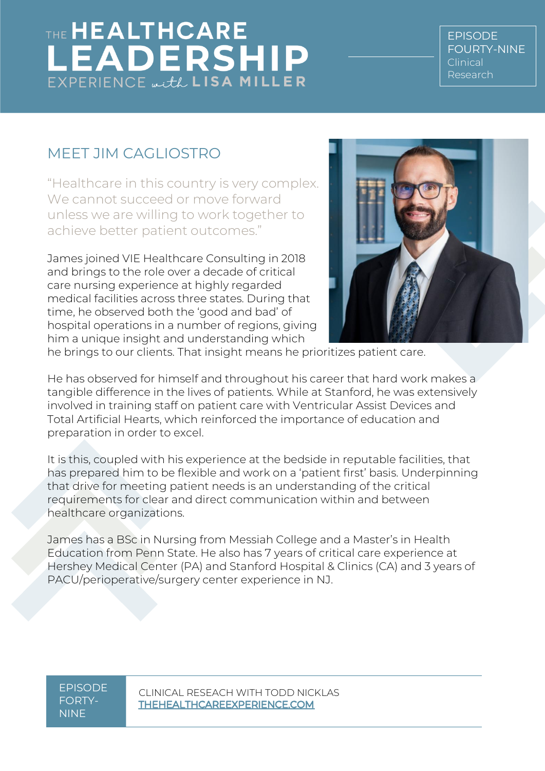THE **HEALTHCARE LEADERSHIP** EXPERIENCE *with* **LISA MILLER**

EPISODE FOURTY-NINE
Clinical Research

## MEET JIM CAGLIOSTRO

"Healthcare in this country is very complex. We cannot succeed or move forward unless we are willing to work together to achieve better patient outcomes."

James joined VIE Healthcare Consulting in 2018 and brings to the role over a decade of critical care nursing experience at highly regarded medical facilities across three states. During that time, he observed both the 'good and bad' of hospital operations in a number of regions, giving him a unique insight and understanding which he brings to our clients. That insight means he prioritizes patient care.

He has observed for himself and throughout his career that hard work makes a tangible difference in the lives of patients. While at Stanford, he was extensively involved in training staff on patient care with Ventricular Assist Devices and Total Artificial Hearts, which reinforced the importance of education and preparation in order to excel.

It is this, coupled with his experience at the bedside in reputable facilities, that has prepared him to be flexible and work on a 'patient first' basis. Underpinning that drive for meeting patient needs is an understanding of the critical requirements for clear and direct communication within and between healthcare organizations.

James has a BSc in Nursing from Messiah College and a Master's in Health Education from Penn State. He also has 7 years of critical care experience at Hershey Medical Center (PA) and Stanford Hospital & Clinics (CA) and 3 years of PACU/perioperative/surgery center experience in NJ.

EPISODE FORTY-NINE

CLINICAL RESEACH WITH TODD NICKLAS
THEHEALTHCAREEXPERIENCE.COM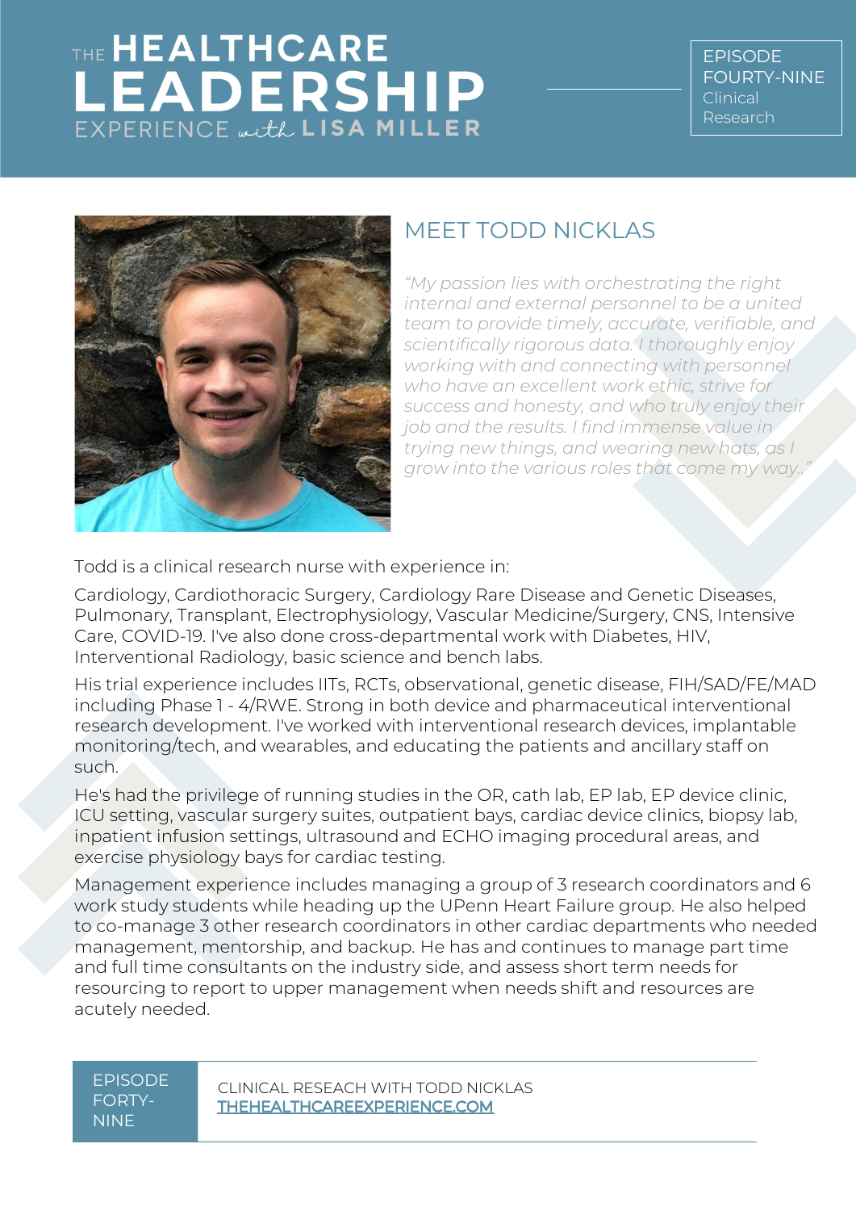THE **HEALTHCARE LEADERSHIP** EXPERIENCE *with* **LISA MILLER**

EPISODE FOURTY-NINE
Clinical Research

## MEET TODD NICKLAS

*"My passion lies with orchestrating the right internal and external personnel to be a united team to provide timely, accurate, verifiable, and scientifically rigorous data. I thoroughly enjoy working with and connecting with personnel who have an excellent work ethic, strive for success and honesty, and who truly enjoy their job and the results. I find immense value in trying new things, and wearing new hats, as I grow into the various roles that come my way.."*

Todd is a clinical research nurse with experience in:

Cardiology, Cardiothoracic Surgery, Cardiology Rare Disease and Genetic Diseases, Pulmonary, Transplant, Electrophysiology, Vascular Medicine/Surgery, CNS, Intensive Care, COVID-19. I've also done cross-departmental work with Diabetes, HIV, Interventional Radiology, basic science and bench labs.

His trial experience includes IITs, RCTs, observational, genetic disease, FIH/SAD/FE/MAD including Phase 1 - 4/RWE. Strong in both device and pharmaceutical interventional research development. I've worked with interventional research devices, implantable monitoring/tech, and wearables, and educating the patients and ancillary staff on such.

He's had the privilege of running studies in the OR, cath lab, EP lab, EP device clinic, ICU setting, vascular surgery suites, outpatient bays, cardiac device clinics, biopsy lab, inpatient infusion settings, ultrasound and ECHO imaging procedural areas, and exercise physiology bays for cardiac testing.

Management experience includes managing a group of 3 research coordinators and 6 work study students while heading up the UPenn Heart Failure group. He also helped to co-manage 3 other research coordinators in other cardiac departments who needed management, mentorship, and backup. He has and continues to manage part time and full time consultants on the industry side, and assess short term needs for resourcing to report to upper management when needs shift and resources are acutely needed.

EPISODE FORTY-NINE

CLINICAL RESEACH WITH TODD NICKLAS
[THEHEALTHCAREEXPERIENCE.COM](https://THEHEALTHCAREEXPERIENCE.COM)